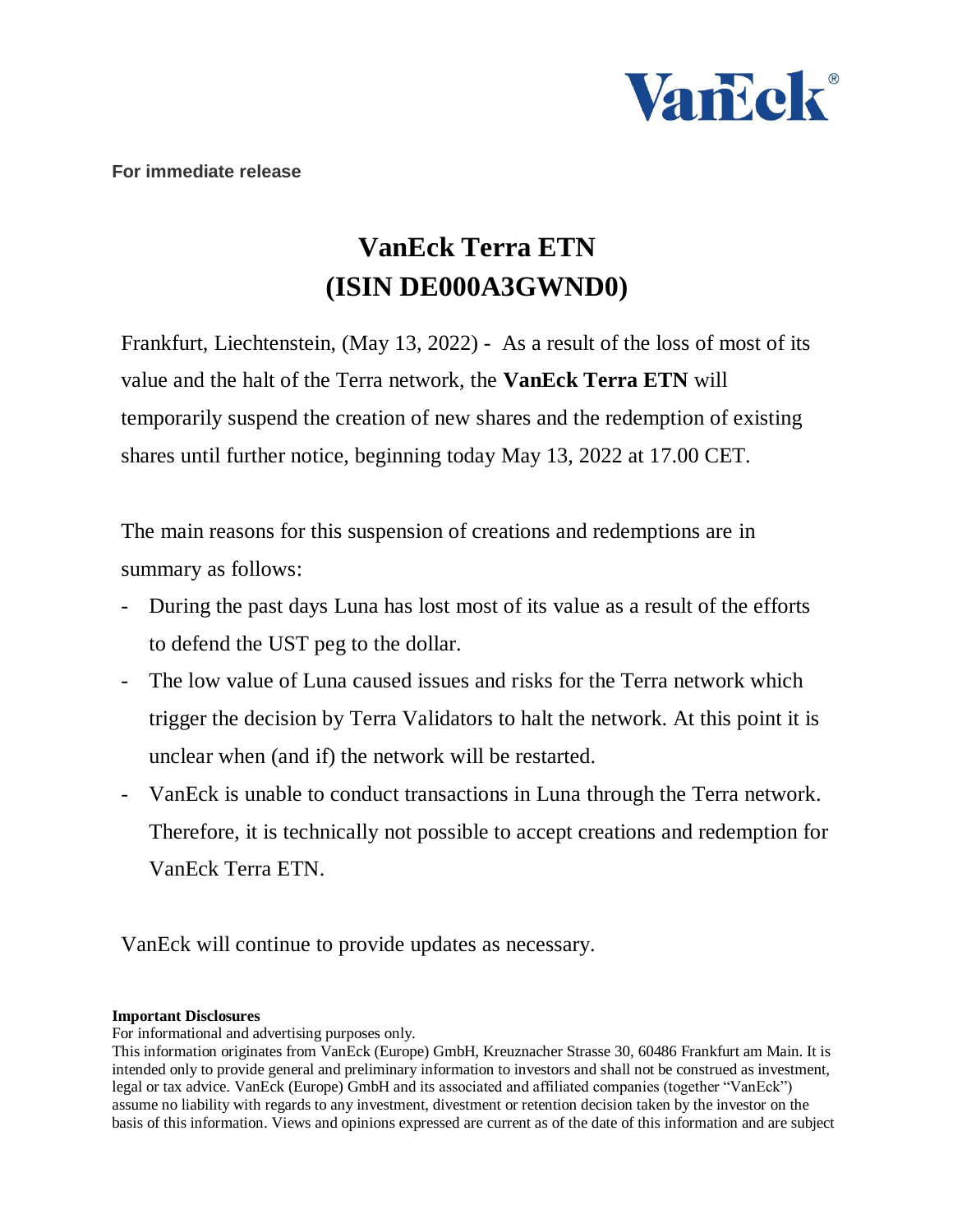**For immediate release**

# VanEck Terra ETN
# (ISIN DE000A3GWND0)

Frankfurt, Liechtenstein, (May 13, 2022) - As a result of the loss of most of its value and the halt of the Terra network, the **VanEck Terra ETN** will temporarily suspend the creation of new shares and the redemption of existing shares until further notice, beginning today May 13, 2022 at 17.00 CET.

The main reasons for this suspension of creations and redemptions are in summary as follows:

- During the past days Luna has lost most of its value as a result of the efforts to defend the UST peg to the dollar.
- The low value of Luna caused issues and risks for the Terra network which trigger the decision by Terra Validators to halt the network. At this point it is unclear when (and if) the network will be restarted.
- VanEck is unable to conduct transactions in Luna through the Terra network. Therefore, it is technically not possible to accept creations and redemption for VanEck Terra ETN.

VanEck will continue to provide updates as necessary.

**Important Disclosures**

For informational and advertising purposes only.

This information originates from VanEck (Europe) GmbH, Kreuznacher Strasse 30, 60486 Frankfurt am Main. It is intended only to provide general and preliminary information to investors and shall not be construed as investment, legal or tax advice. VanEck (Europe) GmbH and its associated and affiliated companies (together "VanEck") assume no liability with regards to any investment, divestment or retention decision taken by the investor on the basis of this information. Views and opinions expressed are current as of the date of this information and are subject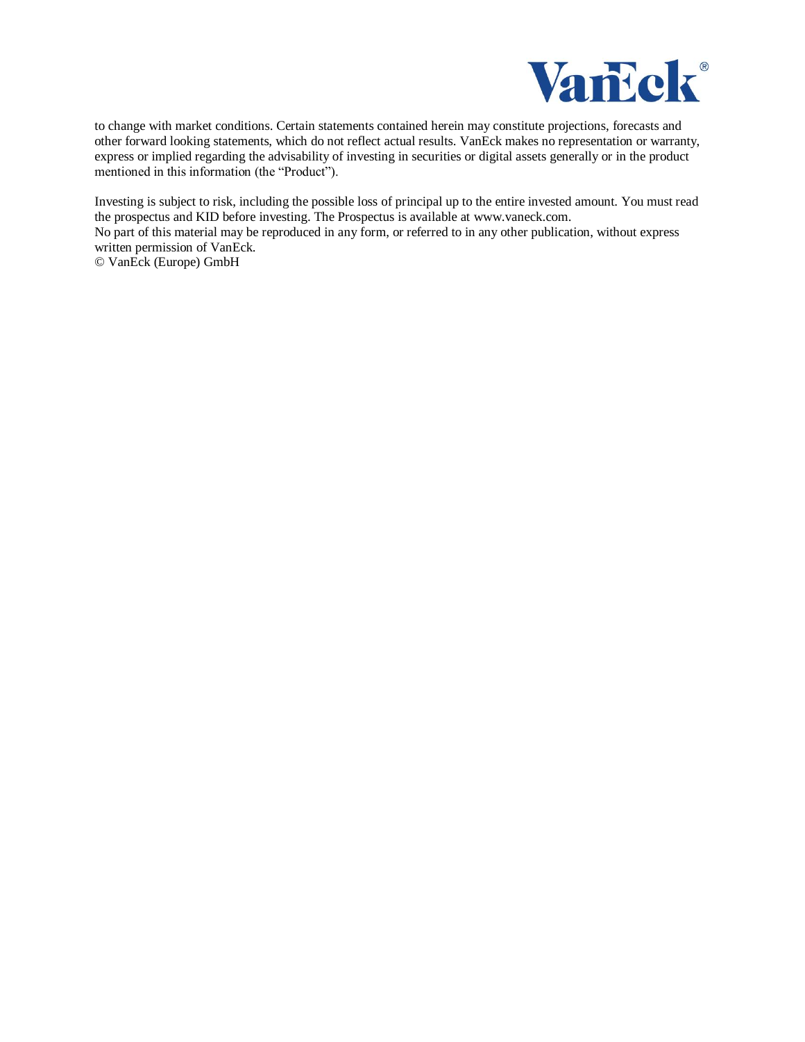to change with market conditions. Certain statements contained herein may constitute projections, forecasts and other forward looking statements, which do not reflect actual results. VanEck makes no representation or warranty, express or implied regarding the advisability of investing in securities or digital assets generally or in the product mentioned in this information (the "Product").

Investing is subject to risk, including the possible loss of principal up to the entire invested amount. You must read the prospectus and KID before investing. The Prospectus is available at www.vaneck.com.
No part of this material may be reproduced in any form, or referred to in any other publication, without express written permission of VanEck.
© VanEck (Europe) GmbH